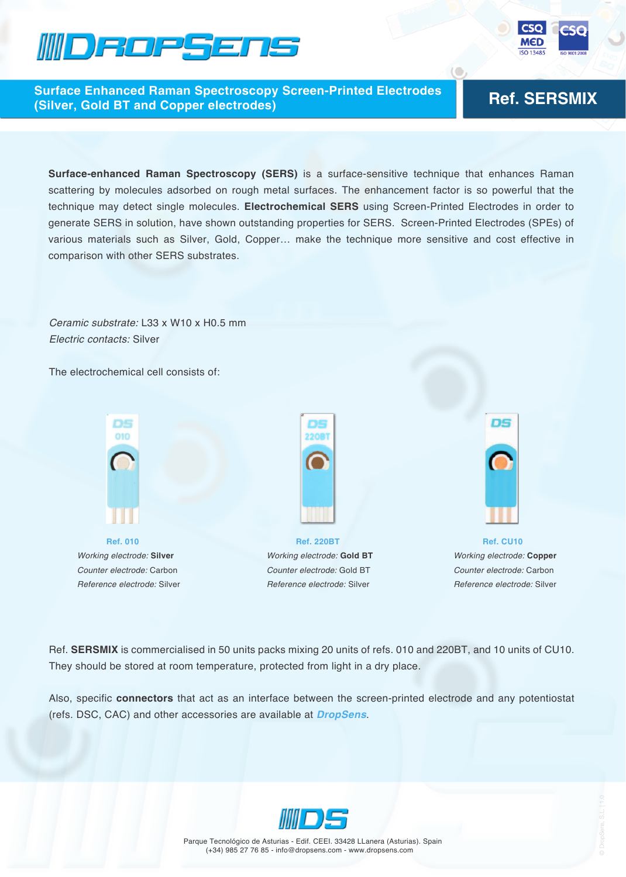# DropSens

## Surface Enhanced Raman Spectroscopy Screen-Printed Electrodes (Silver, Gold BT and Copper electrodes)

## Ref. SERSMIX

**Surface-enhanced Raman Spectroscopy (SERS)** is a surface-sensitive technique that enhances Raman scattering by molecules adsorbed on rough metal surfaces. The enhancement factor is so powerful that the technique may detect single molecules. **Electrochemical SERS** using Screen-Printed Electrodes in order to generate SERS in solution, have shown outstanding properties for SERS. Screen-Printed Electrodes (SPEs) of various materials such as Silver, Gold, Copper… make the technique more sensitive and cost effective in comparison with other SERS substrates.

*Ceramic substrate:* L33 x W10 x H0.5 mm
*Electric contacts:* Silver

The electrochemical cell consists of:

**Ref. 010**
*Working electrode:* **Silver**
*Counter electrode:* Carbon
*Reference electrode:* Silver

**Ref. 220BT**
*Working electrode:* **Gold BT**
*Counter electrode:* Gold BT
*Reference electrode:* Silver

**Ref. CU10**
*Working electrode:* **Copper**
*Counter electrode:* Carbon
*Reference electrode:* Silver

Ref. **SERSMIX** is commercialised in 50 units packs mixing 20 units of refs. 010 and 220BT, and 10 units of CU10. They should be stored at room temperature, protected from light in a dry place.

Also, specific **connectors** that act as an interface between the screen-printed electrode and any potentiostat (refs. DSC, CAC) and other accessories are available at ***DropSens***.

Parque Tecnológico de Asturias - Edif. CEEI. 33428 LLanera (Asturias). Spain
(+34) 985 27 76 85 - info@dropsens.com - www.dropsens.com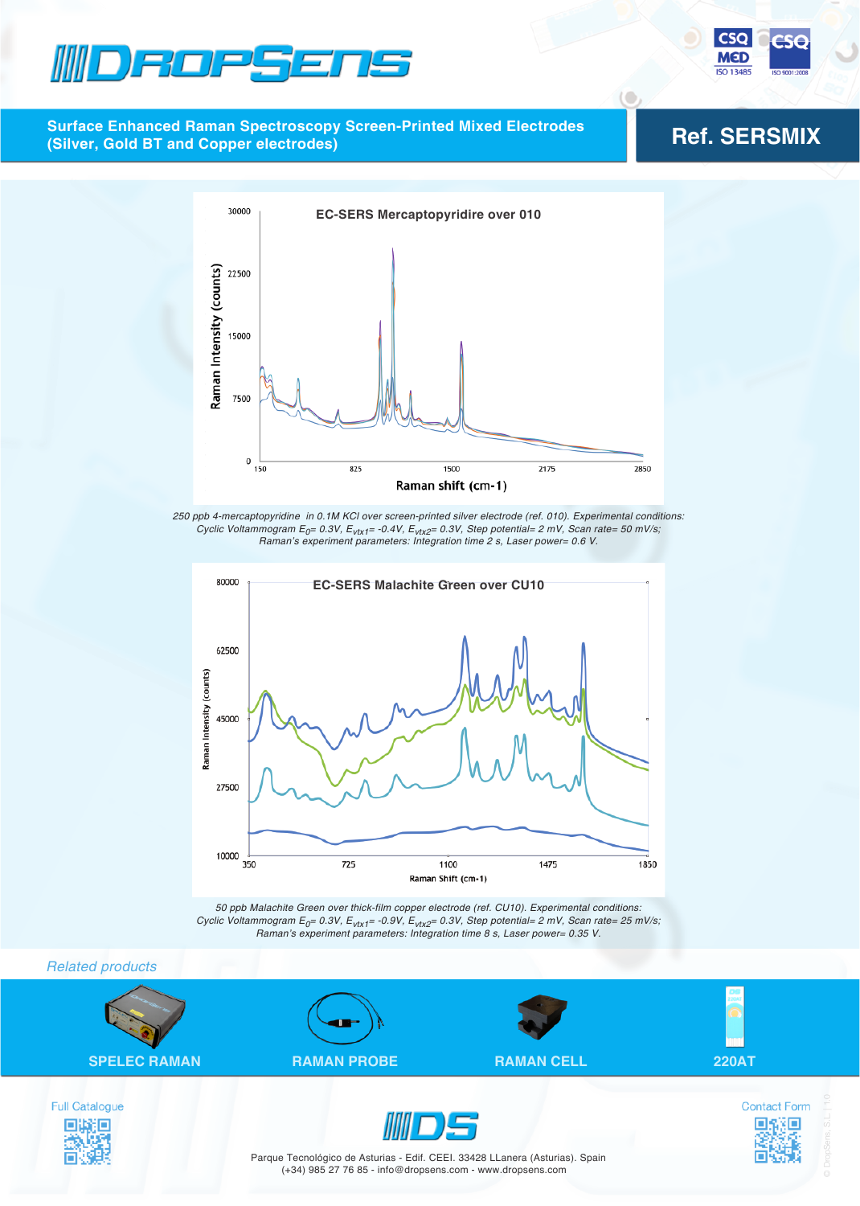# Surface Enhanced Raman Spectroscopy Screen-Printed Mixed Electrodes (Silver, Gold BT and Copper electrodes)

## Ref. SERSMIX

EC-SERS Mercaptopyridire over 010

Raman Intensity (counts)

30000
22500
15000
7500
0

150
825
1500
2175
2850

Raman shift (cm-1)

*250 ppb 4-mercaptopyridine in 0.1M KCl over screen-printed silver electrode (ref. 010). Experimental conditions: Cyclic Voltammogram $E_0$= 0.3V, $E_{vtx1}$= -0.4V, $E_{vtx2}$= 0.3V, Step potential= 2 mV, Scan rate= 50 mV/s; Raman's experiment parameters: Integration time 2 s, Laser power= 0.6 V.*

EC-SERS Malachite Green over CU10

Raman Intensity (counts)

80000
62500
45000
27500
10000

350
725
1100
1475
1850

Raman Shift (cm-1)

*50 ppb Malachite Green over thick-film copper electrode (ref. CU10). Experimental conditions: Cyclic Voltammogram $E_0$= 0.3V, $E_{vtx1}$= -0.9V, $E_{vtx2}$= 0.3V, Step potential= 2 mV, Scan rate= 25 mV/s; Raman's experiment parameters: Integration time 8 s, Laser power= 0.35 V.*

*Related products*

SPELEC RAMAN

RAMAN PROBE

RAMAN CELL

220AT

Full Catalogue

Contact Form

Parque Tecnológico de Asturias - Edif. CEEI. 33428 LLanera (Asturias). Spain
(+34) 985 27 76 85 - info@dropsens.com - www.dropsens.com